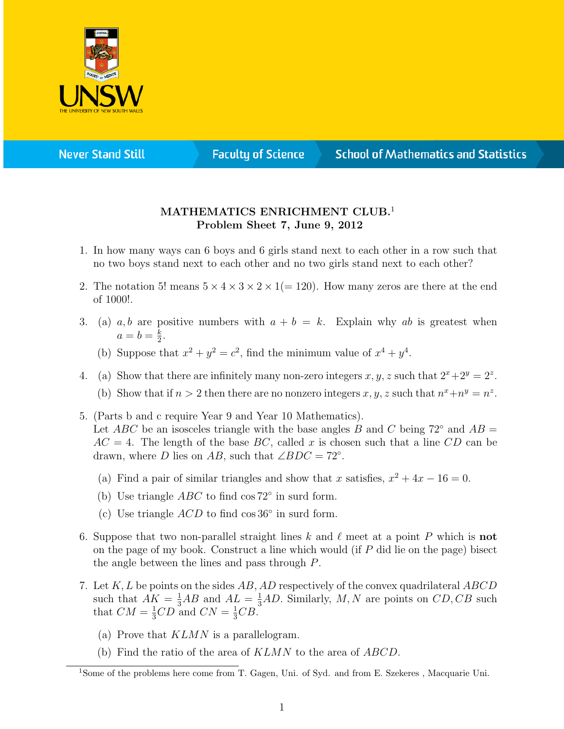**MATHEMATICS ENRICHMENT CLUB.**[1]
**Problem Sheet 7, June 9, 2012**

1. In how many ways can 6 boys and 6 girls stand next to each other in a row such that no two boys stand next to each other and no two girls stand next to each other?

2. The notation 5! means $5 \times 4 \times 3 \times 2 \times 1 (= 120)$. How many zeros are there at the end of 1000!.

3. (a) $a, b$ are positive numbers with $a + b = k$. Explain why $ab$ is greatest when $a = b = \frac{k}{2}$.

   (b) Suppose that $x^2 + y^2 = c^2$, find the minimum value of $x^4 + y^4$.

4. (a) Show that there are infinitely many non-zero integers $x, y, z$ such that $2^x + 2^y = 2^z$.

   (b) Show that if $n > 2$ then there are no nonzero integers $x, y, z$ such that $n^x + n^y = n^z$.

5. (Parts b and c require Year 9 and Year 10 Mathematics).
   Let $ABC$ be an isosceles triangle with the base angles $B$ and $C$ being $72^\circ$ and $AB = AC = 4$. The length of the base $BC$, called $x$ is chosen such that a line $CD$ can be drawn, where $D$ lies on $AB$, such that $\angle BDC = 72^\circ$.

   (a) Find a pair of similar triangles and show that $x$ satisfies, $x^2 + 4x - 16 = 0$.

   (b) Use triangle $ABC$ to find $\cos 72^\circ$ in surd form.

   (c) Use triangle $ACD$ to find $\cos 36^\circ$ in surd form.

6. Suppose that two non-parallel straight lines $k$ and $\ell$ meet at a point $P$ which is **not** on the page of my book. Construct a line which would (if $P$ did lie on the page) bisect the angle between the lines and pass through $P$.

7. Let $K, L$ be points on the sides $AB, AD$ respectively of the convex quadrilateral $ABCD$ such that $AK = \frac{1}{3}AB$ and $AL = \frac{1}{3}AD$. Similarly, $M, N$ are points on $CD, CB$ such that $CM = \frac{1}{3}CD$ and $CN = \frac{1}{3}CB$.

   (a) Prove that $KLMN$ is a parallelogram.

   (b) Find the ratio of the area of $KLMN$ to the area of $ABCD$.

[1] Some of the problems here come from T. Gagen, Uni. of Syd. and from E. Szekeres , Macquarie Uni.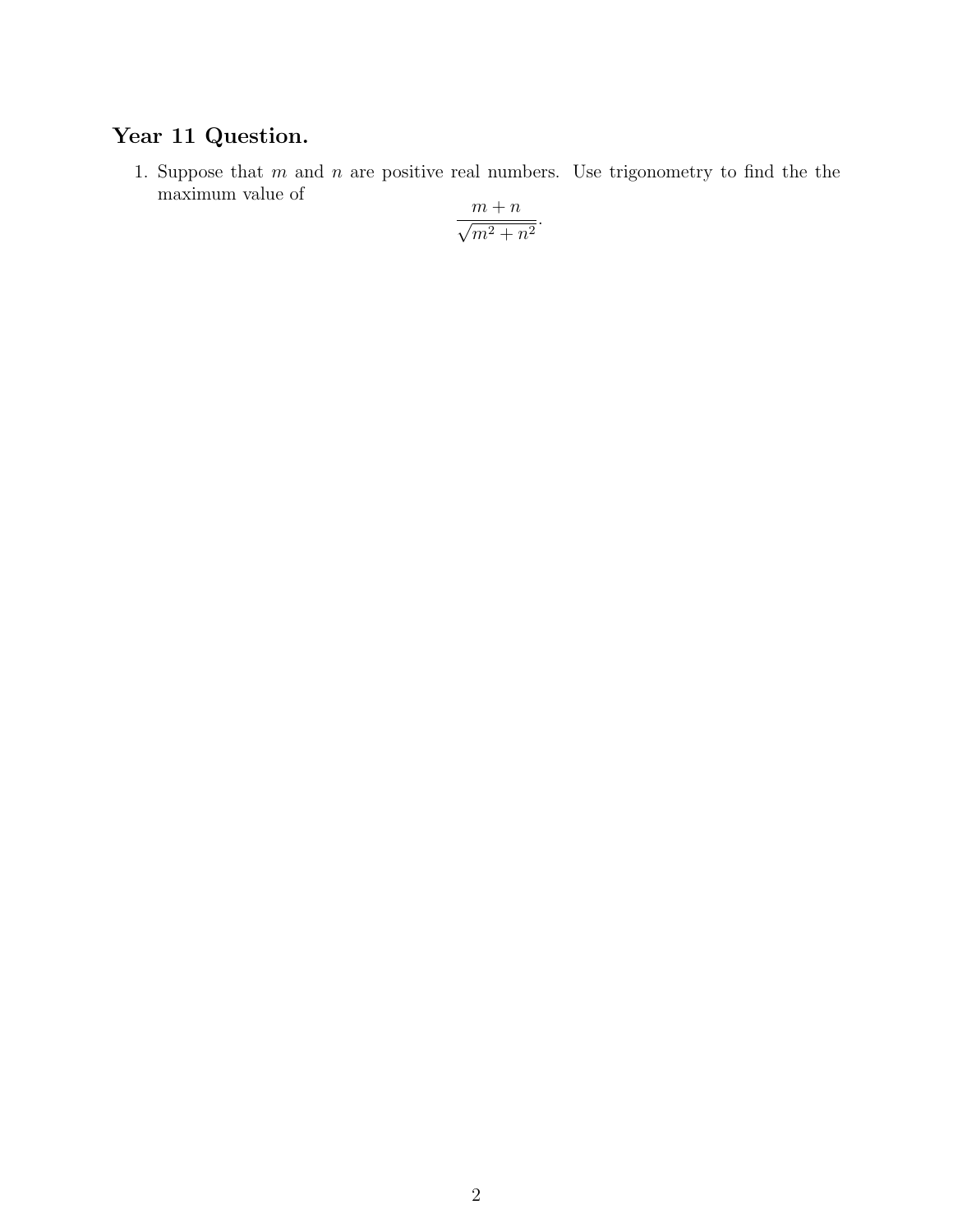## Year 11 Question.

1. Suppose that $m$ and $n$ are positive real numbers. Use trigonometry to find the the maximum value of

$$\frac{m+n}{\sqrt{m^2+n^2}}.$$